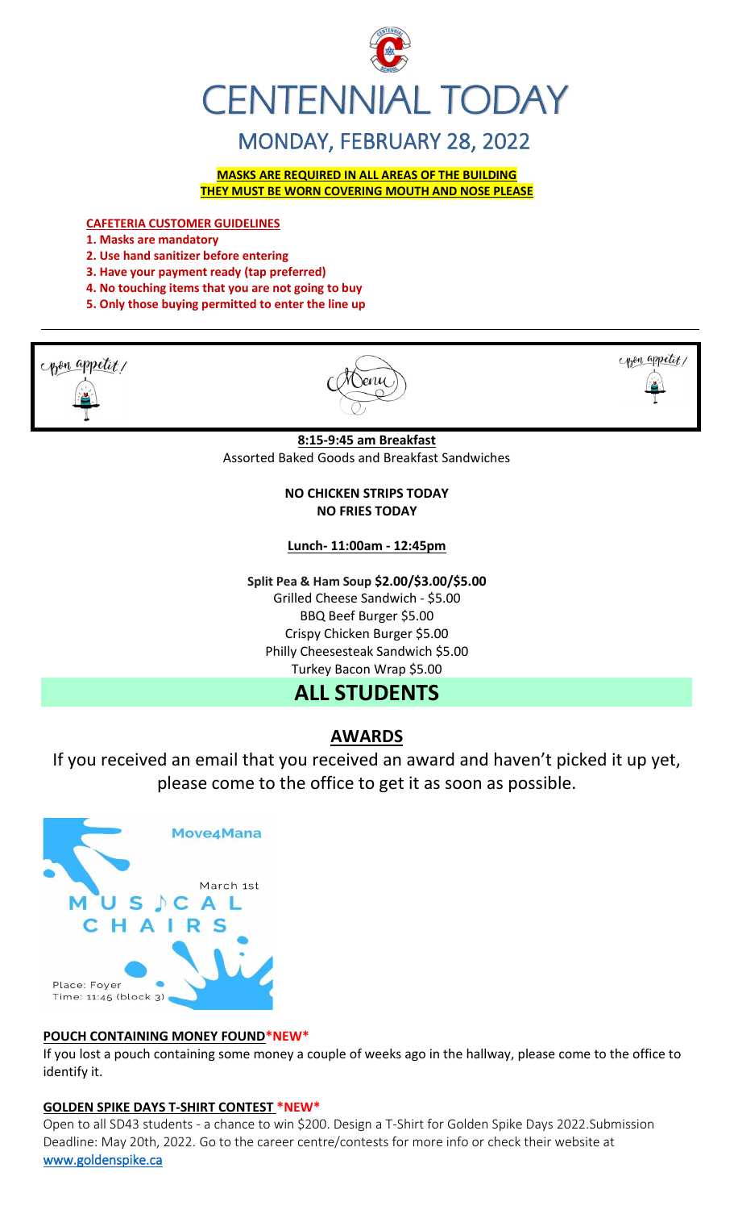# CENTENNIAL TODAY

## MONDAY, FEBRUARY 28, 2022

**MASKS ARE REQUIRED IN ALL AREAS OF THE BUILDING**
**THEY MUST BE WORN COVERING MOUTH AND NOSE PLEASE**

**CAFETERIA CUSTOMER GUIDELINES**

1. **Masks are mandatory**
2. **Use hand sanitizer before entering**
3. **Have your payment ready (tap preferred)**
4. **No touching items that you are not going to buy**
5. **Only those buying permitted to enter the line up**

Bon appetit! Menu Bon appetit!

**8:15-9:45 am Breakfast**
Assorted Baked Goods and Breakfast Sandwiches

**NO CHICKEN STRIPS TODAY**
**NO FRIES TODAY**

**Lunch- 11:00am - 12:45pm**

**Split Pea & Ham Soup $2.00/$3.00/$5.00**
Grilled Cheese Sandwich - $5.00
BBQ Beef Burger $5.00
Crispy Chicken Burger $5.00
Philly Cheesesteak Sandwich $5.00
Turkey Bacon Wrap $5.00

# ALL STUDENTS

## AWARDS

If you received an email that you received an award and haven't picked it up yet, please come to the office to get it as soon as possible.

Move4Mana
March 1st
MUSICAL CHAIRS
Place: Foyer
Time: 11:45 (block 3)

**POUCH CONTAINING MONEY FOUND\*NEW\***

If you lost a pouch containing some money a couple of weeks ago in the hallway, please come to the office to identify it.

**GOLDEN SPIKE DAYS T-SHIRT CONTEST \*NEW\***

Open to all SD43 students - a chance to win $200. Design a T-Shirt for Golden Spike Days 2022.Submission Deadline: May 20th, 2022. Go to the career centre/contests for more info or check their website at www.goldenspike.ca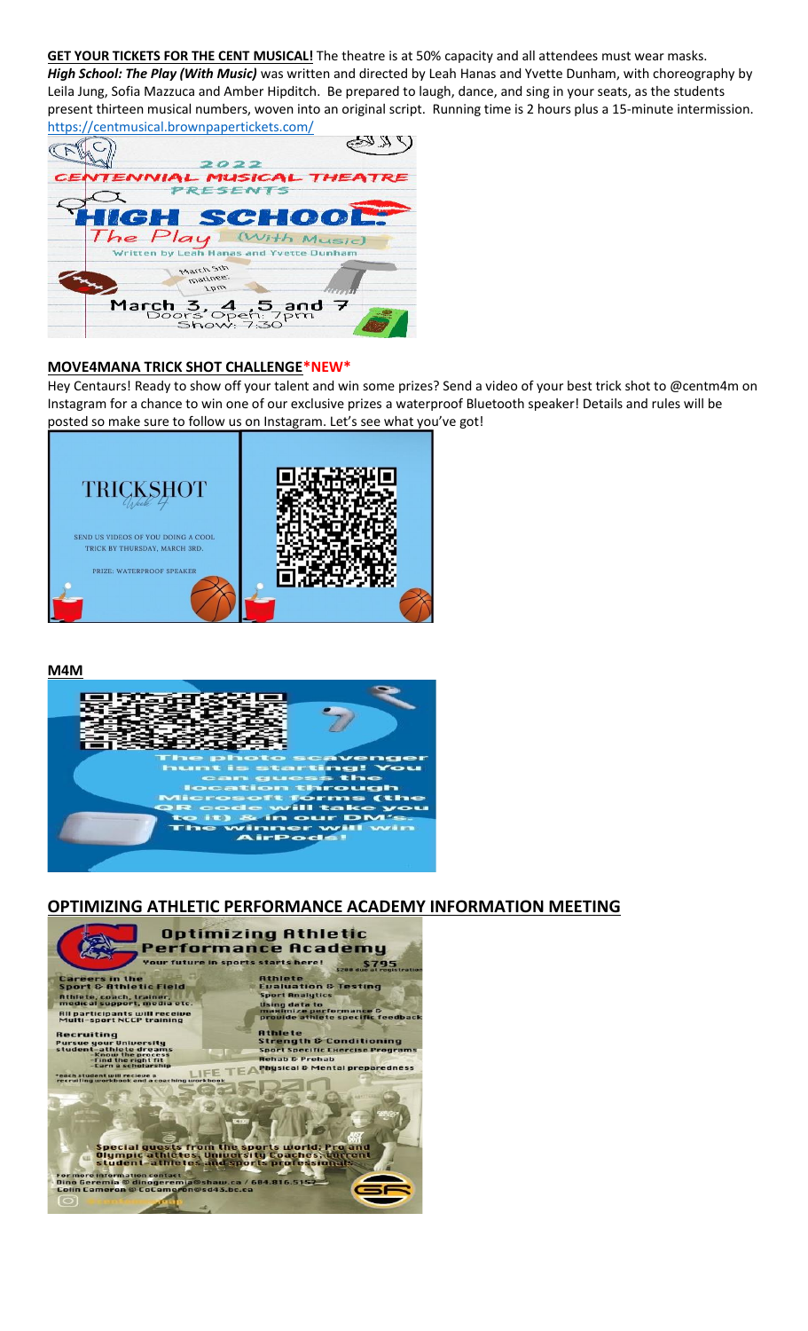**GET YOUR TICKETS FOR THE CENT MUSICAL!** The theatre is at 50% capacity and all attendees must wear masks. ***High School: The Play (With Music)*** was written and directed by Leah Hanas and Yvette Dunham, with choreography by Leila Jung, Sofia Mazzuca and Amber Hipditch. Be prepared to laugh, dance, and sing in your seats, as the students present thirteen musical numbers, woven into an original script. Running time is 2 hours plus a 15-minute intermission.
https://centmusical.brownpapertickets.com/

2022
CENTENNIAL MUSICAL THEATRE
PRESENTS
HIGH SCHOOL:
The Play (With Music)
Written by Leah Hanas and Yvette Dunham
March 5th matinee: 1pm
March 3, 4, 5 and 7
Doors Open: 7pm
Show: 7:30

## MOVE4MANA TRICK SHOT CHALLENGE*NEW*

Hey Centaurs! Ready to show off your talent and win some prizes? Send a video of your best trick shot to @centm4m on Instagram for a chance to win one of our exclusive prizes a waterproof Bluetooth speaker! Details and rules will be posted so make sure to follow us on Instagram. Let's see what you've got!

TRICKSHOT
Week 4
SEND US VIDEOS OF YOU DOING A COOL TRICK BY THURSDAY, MARCH 3RD.
PRIZE: WATERPROOF SPEAKER

## M4M

The photo scavenger hunt is starting! You can guess the location through Microsoft forms (the QR code will take you to it) & in our DM's. The winner will win AirPods!

## OPTIMIZING ATHLETIC PERFORMANCE ACADEMY INFORMATION MEETING

Optimizing Athletic Performance Academy
Your future in sports starts here!
$795
$200 due at registration

Careers in the Sport & Athletic Field
Athlete, coach, trainer, medical support, media etc.
All participants will receive Multi-sport NCCP training

Recruiting
Pursue your University student-athlete dreams
- Know the process
- Find the right fit
- Earn a scholarship
*each student will recieve a recruiting workbook and a coaching workbook

Athlete Evaluation & Testing
Sport Analytics
Using data to maximize performance & provide athlete specific feedback

Athlete Strength & Conditioning
Sport Specific Exercise Programs
Rehab & Prehab
Physical & Mental preparedness

Special guests from the sports world: Pro and Olympic athletes, University Coaches, Current student-athletes and sports professionals

For more information contact:
Dino Geremia @ dinogeremia@shaw.ca / 604.816.5152
Colin Cameron @ CoCameron@sd43.bc.ca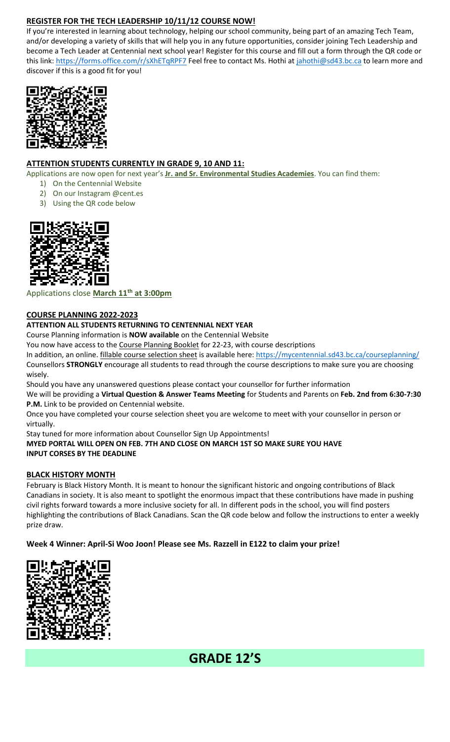## REGISTER FOR THE TECH LEADERSHIP 10/11/12 COURSE NOW!

If you're interested in learning about technology, helping our school community, being part of an amazing Tech Team, and/or developing a variety of skills that will help you in any future opportunities, consider joining Tech Leadership and become a Tech Leader at Centennial next school year! Register for this course and fill out a form through the QR code or this link: https://forms.office.com/r/sXhETqRPF7 Feel free to contact Ms. Hothi at jahothi@sd43.bc.ca to learn more and discover if this is a good fit for you!

## ATTENTION STUDENTS CURRENTLY IN GRADE 9, 10 AND 11:

Applications are now open for next year's **Jr. and Sr. Environmental Studies Academies**. You can find them:

1) On the Centennial Website
2) On our Instagram @cent.es
3) Using the QR code below

Applications close **March 11th at 3:00pm**

## COURSE PLANNING 2022-2023

**ATTENTION ALL STUDENTS RETURNING TO CENTENNIAL NEXT YEAR**

Course Planning information is **NOW available** on the Centennial Website

You now have access to the Course Planning Booklet for 22-23, with course descriptions

In addition, an online. fillable course selection sheet is available here: https://mycentennial.sd43.bc.ca/courseplanning/

Counsellors **STRONGLY** encourage all students to read through the course descriptions to make sure you are choosing wisely.

Should you have any unanswered questions please contact your counsellor for further information

We will be providing a **Virtual Question & Answer Teams Meeting** for Students and Parents on **Feb. 2nd from 6:30-7:30 P.M.** Link to be provided on Centennial website.

Once you have completed your course selection sheet you are welcome to meet with your counsellor in person or virtually.

Stay tuned for more information about Counsellor Sign Up Appointments!

**MYED PORTAL WILL OPEN ON FEB. 7TH AND CLOSE ON MARCH 1ST SO MAKE SURE YOU HAVE INPUT CORSES BY THE DEADLINE**

## BLACK HISTORY MONTH

February is Black History Month. It is meant to honour the significant historic and ongoing contributions of Black Canadians in society. It is also meant to spotlight the enormous impact that these contributions have made in pushing civil rights forward towards a more inclusive society for all. In different pods in the school, you will find posters highlighting the contributions of Black Canadians. Scan the QR code below and follow the instructions to enter a weekly prize draw.

**Week 4 Winner: April-Si Woo Joon! Please see Ms. Razzell in E122 to claim your prize!**

# GRADE 12'S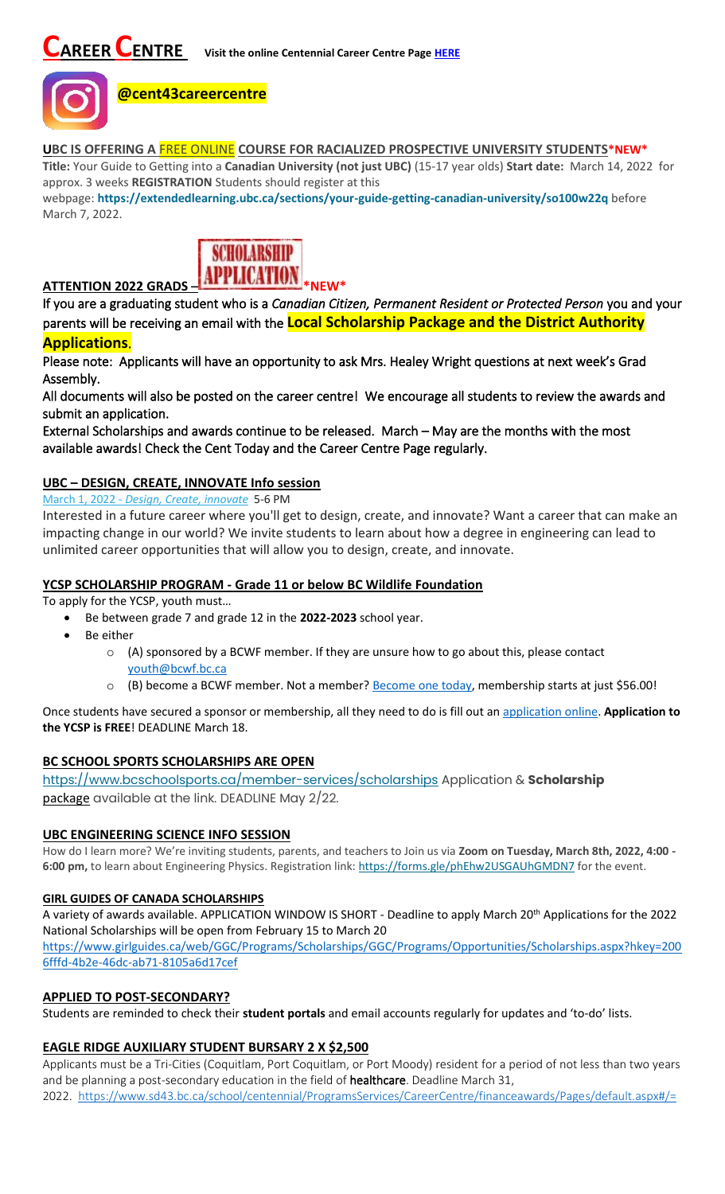# CAREER CENTRE

**Visit the online Centennial Career Centre Page HERE**

**@cent43careercentre**

### UBC IS OFFERING A FREE ONLINE COURSE FOR RACIALIZED PROSPECTIVE UNIVERSITY STUDENTS *NEW*

**Title:** Your Guide to Getting into a **Canadian University (not just UBC)** (15-17 year olds) **Start date:** March 14, 2022 for approx. 3 weeks **REGISTRATION** Students should register at this webpage: **https://extendedlearning.ubc.ca/sections/your-guide-getting-canadian-university/so100w22q** before March 7, 2022.

### ATTENTION 2022 GRADS – SCHOLARSHIP APPLICATION *NEW*

If you are a graduating student who is a *Canadian Citizen, Permanent Resident or Protected Person* you and your parents will be receiving an email with the **Local Scholarship Package and the District Authority Applications**.

Please note: Applicants will have an opportunity to ask Mrs. Healey Wright questions at next week's Grad Assembly.

All documents will also be posted on the career centre! We encourage all students to review the awards and submit an application.

External Scholarships and awards continue to be released. March – May are the months with the most available awards! Check the Cent Today and the Career Centre Page regularly.

### UBC – DESIGN, CREATE, INNOVATE Info session

March 1, 2022 - *Design, Create, innovate* 5-6 PM

Interested in a future career where you'll get to design, create, and innovate? Want a career that can make an impacting change in our world? We invite students to learn about how a degree in engineering can lead to unlimited career opportunities that will allow you to design, create, and innovate.

### YCSP SCHOLARSHIP PROGRAM - Grade 11 or below BC Wildlife Foundation

To apply for the YCSP, youth must…

- Be between grade 7 and grade 12 in the **2022-2023** school year.
- Be either
  - (A) sponsored by a BCWF member. If they are unsure how to go about this, please contact youth@bcwf.bc.ca
  - (B) become a BCWF member. Not a member? Become one today, membership starts at just $56.00!

Once students have secured a sponsor or membership, all they need to do is fill out an application online. **Application to the YCSP is FREE**! DEADLINE March 18.

### BC SCHOOL SPORTS SCHOLARSHIPS ARE OPEN

https://www.bcschoolsports.ca/member-services/scholarships Application & **Scholarship package** available at the link. DEADLINE May 2/22.

### UBC ENGINEERING SCIENCE INFO SESSION

How do I learn more? We're inviting students, parents, and teachers to Join us via **Zoom on Tuesday, March 8th, 2022, 4:00 - 6:00 pm,** to learn about Engineering Physics. Registration link: https://forms.gle/phEhw2USGAUhGMDN7 for the event.

### GIRL GUIDES OF CANADA SCHOLARSHIPS

A variety of awards available. APPLICATION WINDOW IS SHORT - Deadline to apply March 20th Applications for the 2022 National Scholarships will be open from February 15 to March 20

https://www.girlguides.ca/web/GGC/Programs/Scholarships/GGC/Programs/Opportunities/Scholarships.aspx?hkey=2006fffd-4b2e-46dc-ab71-8105a6d17cef

### APPLIED TO POST-SECONDARY?

Students are reminded to check their **student portals** and email accounts regularly for updates and 'to-do' lists.

### EAGLE RIDGE AUXILIARY STUDENT BURSARY 2 X $2,500

Applicants must be a Tri-Cities (Coquitlam, Port Coquitlam, or Port Moody) resident for a period of not less than two years and be planning a post-secondary education in the field of **healthcare**. Deadline March 31, 2022. https://www.sd43.bc.ca/school/centennial/ProgramsServices/CareerCentre/financeawards/Pages/default.aspx#/=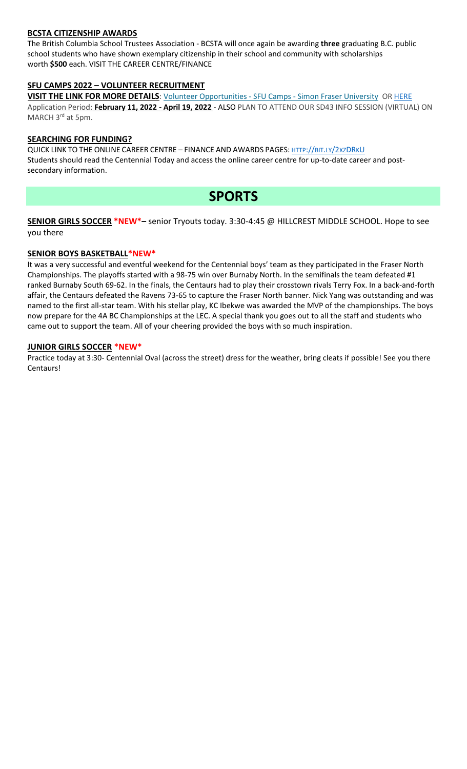**BCSTA CITIZENSHIP AWARDS**

The British Columbia School Trustees Association - BCSTA will once again be awarding **three** graduating B.C. public school students who have shown exemplary citizenship in their school and community with scholarships worth **$500** each. VISIT THE CAREER CENTRE/FINANCE

**SFU CAMPS 2022 – VOLUNTEER RECRUITMENT**

**VISIT THE LINK FOR MORE DETAILS**: Volunteer Opportunities - SFU Camps - Simon Fraser University OR HERE
Application Period: **February 11, 2022 - April 19, 2022** - ALSO PLAN TO ATTEND OUR SD43 INFO SESSION (VIRTUAL) ON MARCH 3rd at 5pm.

**SEARCHING FOR FUNDING?**

QUICK LINK TO THE ONLINE CAREER CENTRE – FINANCE AND AWARDS PAGES: HTTP://BIT.LY/2XZDRKU
Students should read the Centennial Today and access the online career centre for up-to-date career and post-secondary information.

# SPORTS

**SENIOR GIRLS SOCCER** ***NEW*** – senior Tryouts today. 3:30-4:45 @ HILLCREST MIDDLE SCHOOL. Hope to see you there

**SENIOR BOYS BASKETBALL*NEW***

It was a very successful and eventful weekend for the Centennial boys' team as they participated in the Fraser North Championships. The playoffs started with a 98-75 win over Burnaby North. In the semifinals the team defeated #1 ranked Burnaby South 69-62. In the finals, the Centaurs had to play their crosstown rivals Terry Fox. In a back-and-forth affair, the Centaurs defeated the Ravens 73-65 to capture the Fraser North banner. Nick Yang was outstanding and was named to the first all-star team. With his stellar play, KC Ibekwe was awarded the MVP of the championships. The boys now prepare for the 4A BC Championships at the LEC. A special thank you goes out to all the staff and students who came out to support the team. All of your cheering provided the boys with so much inspiration.

**JUNIOR GIRLS SOCCER** ***NEW***

Practice today at 3:30- Centennial Oval (across the street) dress for the weather, bring cleats if possible! See you there Centaurs!